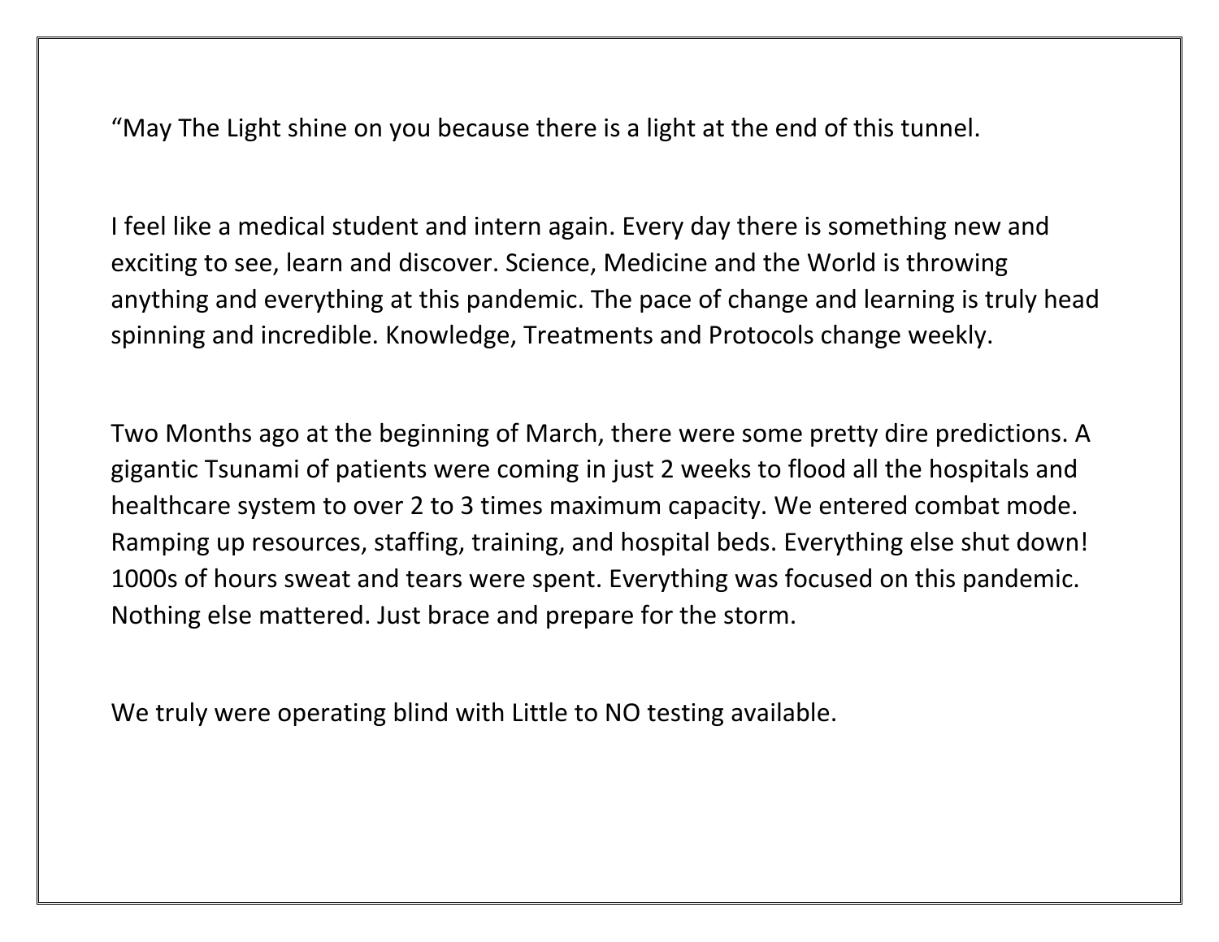“May The Light shine on you because there is a light at the end of this tunnel.

I feel like a medical student and intern again. Every day there is something new and exciting to see, learn and discover. Science, Medicine and the World is throwing anything and everything at this pandemic. The pace of change and learning is truly head spinning and incredible. Knowledge, Treatments and Protocols change weekly.

Two Months ago at the beginning of March, there were some pretty dire predictions. A gigantic Tsunami of patients were coming in just 2 weeks to flood all the hospitals and healthcare system to over 2 to 3 times maximum capacity. We entered combat mode. Ramping up resources, staffing, training, and hospital beds. Everything else shut down! 1000s of hours sweat and tears were spent. Everything was focused on this pandemic. Nothing else mattered. Just brace and prepare for the storm.

We truly were operating blind with Little to NO testing available.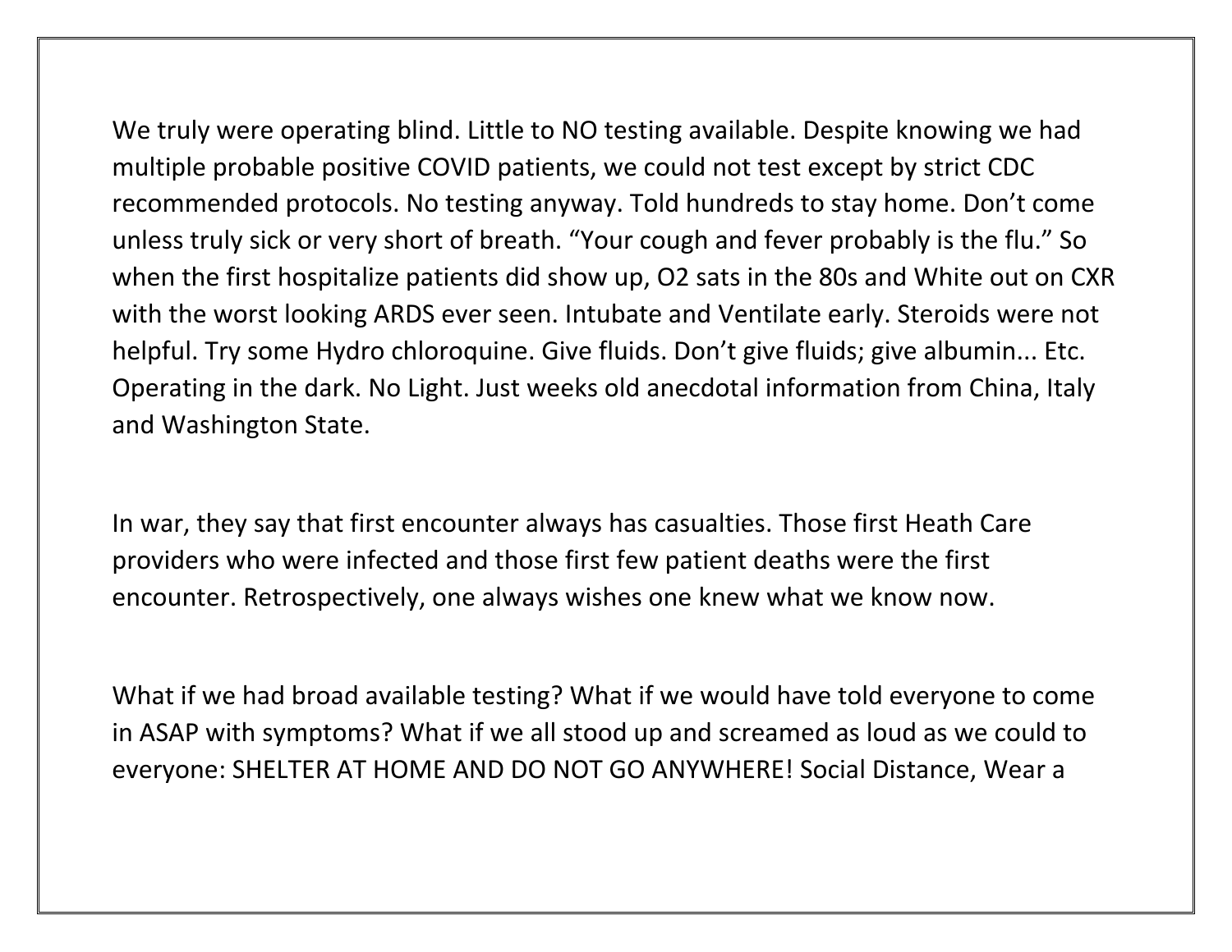We truly were operating blind. Little to NO testing available. Despite knowing we had multiple probable positive COVID patients, we could not test except by strict CDC recommended protocols. No testing anyway. Told hundreds to stay home. Don't come unless truly sick or very short of breath. "Your cough and fever probably is the flu." So when the first hospitalize patients did show up, O2 sats in the 80s and White out on CXR with the worst looking ARDS ever seen. Intubate and Ventilate early. Steroids were not helpful. Try some Hydro chloroquine. Give fluids. Don't give fluids; give albumin... Etc. Operating in the dark. No Light. Just weeks old anecdotal information from China, Italy and Washington State.

In war, they say that first encounter always has casualties. Those first Heath Care providers who were infected and those first few patient deaths were the first encounter. Retrospectively, one always wishes one knew what we know now.

What if we had broad available testing? What if we would have told everyone to come in ASAP with symptoms? What if we all stood up and screamed as loud as we could to everyone: SHELTER AT HOME AND DO NOT GO ANYWHERE! Social Distance, Wear a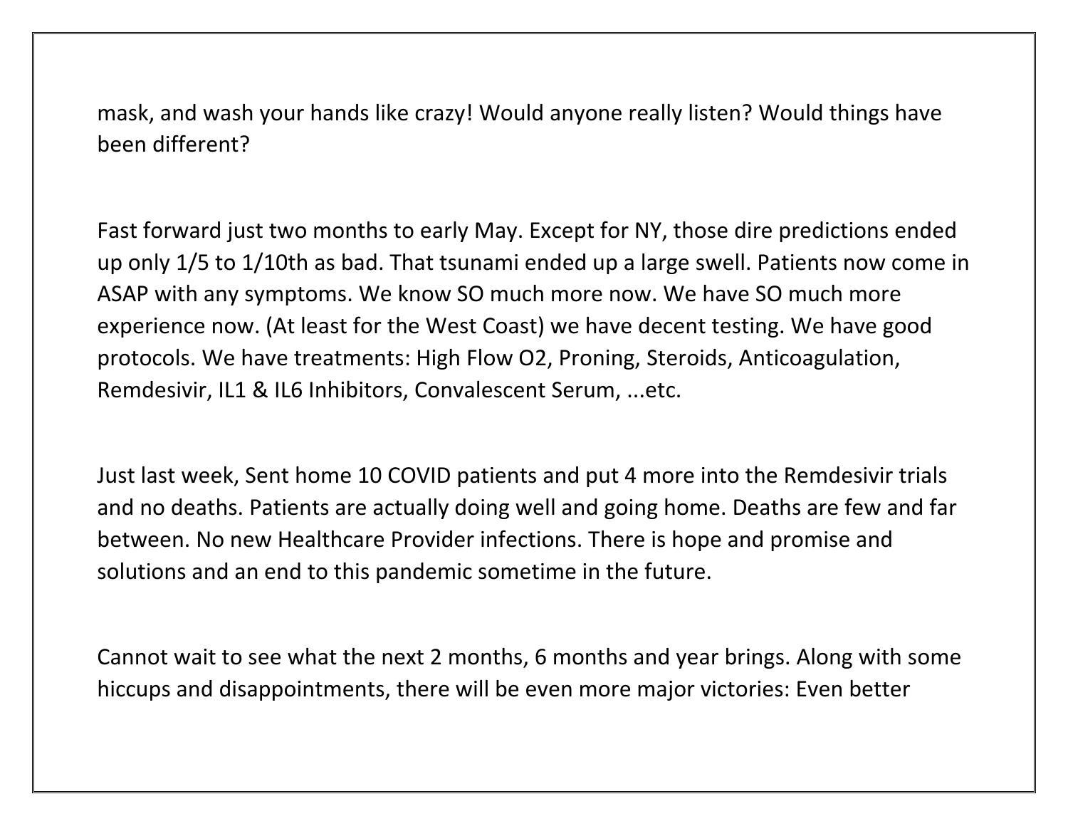mask, and wash your hands like crazy! Would anyone really listen? Would things have been different?

Fast forward just two months to early May. Except for NY, those dire predictions ended up only 1/5 to 1/10th as bad. That tsunami ended up a large swell. Patients now come in ASAP with any symptoms. We know SO much more now. We have SO much more experience now. (At least for the West Coast) we have decent testing. We have good protocols. We have treatments: High Flow O2, Proning, Steroids, Anticoagulation, Remdesivir, IL1 & IL6 Inhibitors, Convalescent Serum, ...etc.

Just last week, Sent home 10 COVID patients and put 4 more into the Remdesivir trials and no deaths. Patients are actually doing well and going home. Deaths are few and far between. No new Healthcare Provider infections. There is hope and promise and solutions and an end to this pandemic sometime in the future.

Cannot wait to see what the next 2 months, 6 months and year brings. Along with some hiccups and disappointments, there will be even more major victories: Even better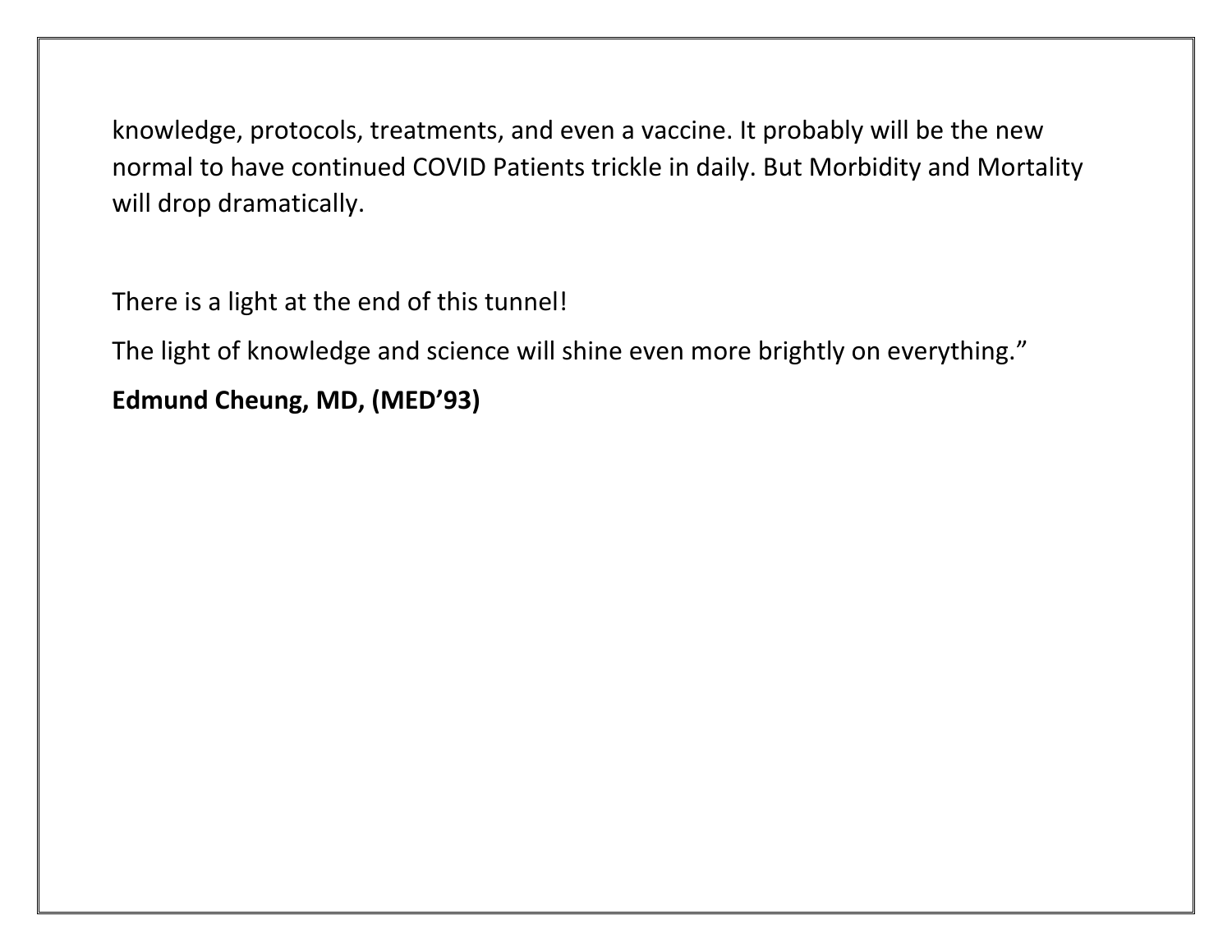knowledge, protocols, treatments, and even a vaccine. It probably will be the new normal to have continued COVID Patients trickle in daily. But Morbidity and Mortality will drop dramatically.

There is a light at the end of this tunnel!

The light of knowledge and science will shine even more brightly on everything."

**Edmund Cheung, MD, (MED'93)**